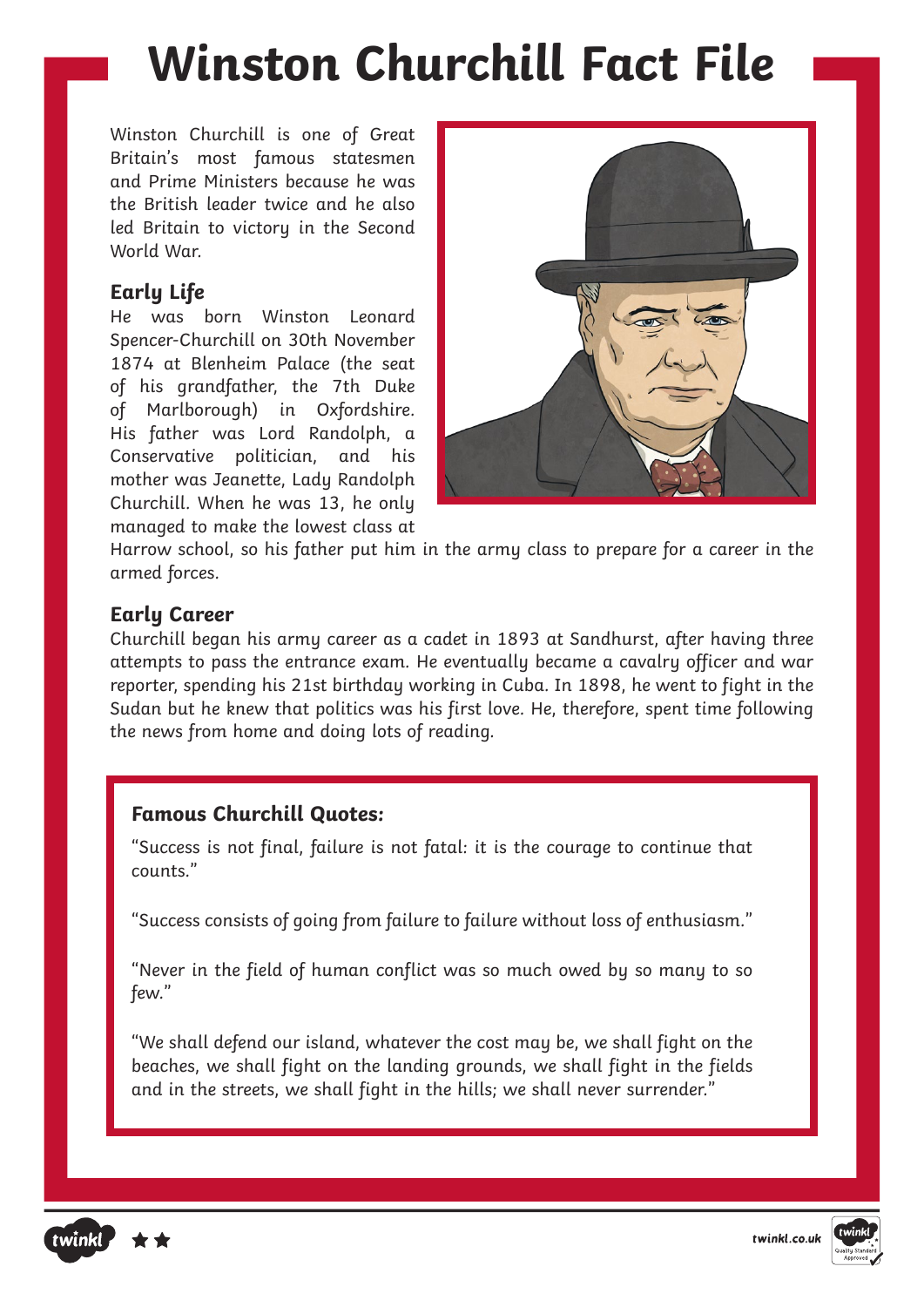# Winston Churchill Fact File

Winston Churchill is one of Great Britain's most famous statesmen and Prime Ministers because he was the British leader twice and he also led Britain to victory in the Second World War.

## Early Life

He was born Winston Leonard Spencer-Churchill on 30th November 1874 at Blenheim Palace (the seat of his grandfather, the 7th Duke of Marlborough) in Oxfordshire. His father was Lord Randolph, a Conservative politician, and his mother was Jeanette, Lady Randolph Churchill. When he was 13, he only managed to make the lowest class at Harrow school, so his father put him in the army class to prepare for a career in the armed forces.

## Early Career

Churchill began his army career as a cadet in 1893 at Sandhurst, after having three attempts to pass the entrance exam. He eventually became a cavalry officer and war reporter, spending his 21st birthday working in Cuba. In 1898, he went to fight in the Sudan but he knew that politics was his first love. He, therefore, spent time following the news from home and doing lots of reading.

**Famous Churchill Quotes:**

"Success is not final, failure is not fatal: it is the courage to continue that counts."

"Success consists of going from failure to failure without loss of enthusiasm."

"Never in the field of human conflict was so much owed by so many to so few."

"We shall defend our island, whatever the cost may be, we shall fight on the beaches, we shall fight on the landing grounds, we shall fight in the fields and in the streets, we shall fight in the hills; we shall never surrender."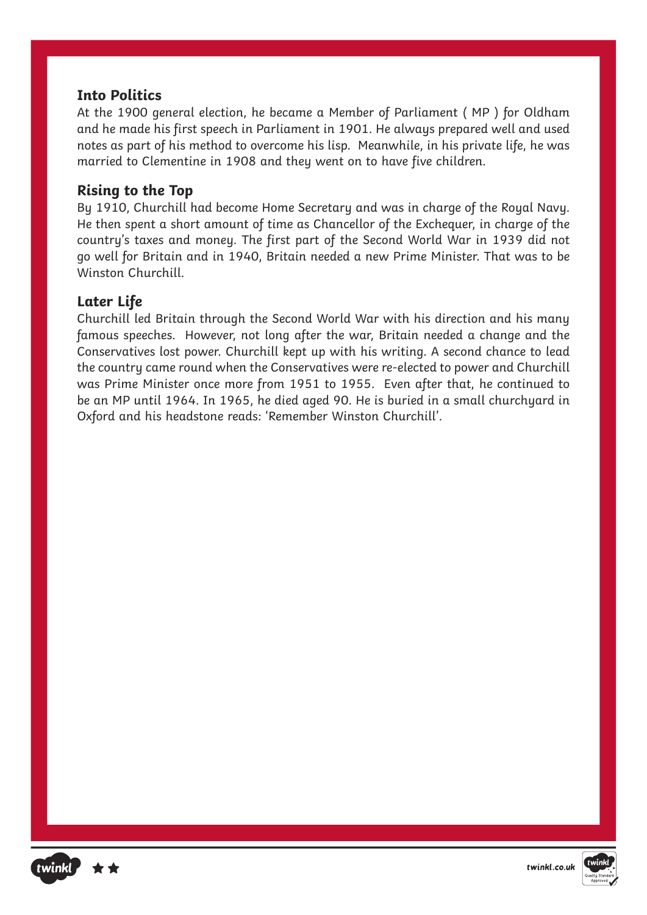## Into Politics

At the 1900 general election, he became a Member of Parliament ( MP ) for Oldham and he made his first speech in Parliament in 1901. He always prepared well and used notes as part of his method to overcome his lisp. Meanwhile, in his private life, he was married to Clementine in 1908 and they went on to have five children.

## Rising to the Top

By 1910, Churchill had become Home Secretary and was in charge of the Royal Navy. He then spent a short amount of time as Chancellor of the Exchequer, in charge of the country's taxes and money. The first part of the Second World War in 1939 did not go well for Britain and in 1940, Britain needed a new Prime Minister. That was to be Winston Churchill.

## Later Life

Churchill led Britain through the Second World War with his direction and his many famous speeches. However, not long after the war, Britain needed a change and the Conservatives lost power. Churchill kept up with his writing. A second chance to lead the country came round when the Conservatives were re-elected to power and Churchill was Prime Minister once more from 1951 to 1955. Even after that, he continued to be an MP until 1964. In 1965, he died aged 90. He is buried in a small churchyard in Oxford and his headstone reads: 'Remember Winston Churchill'.